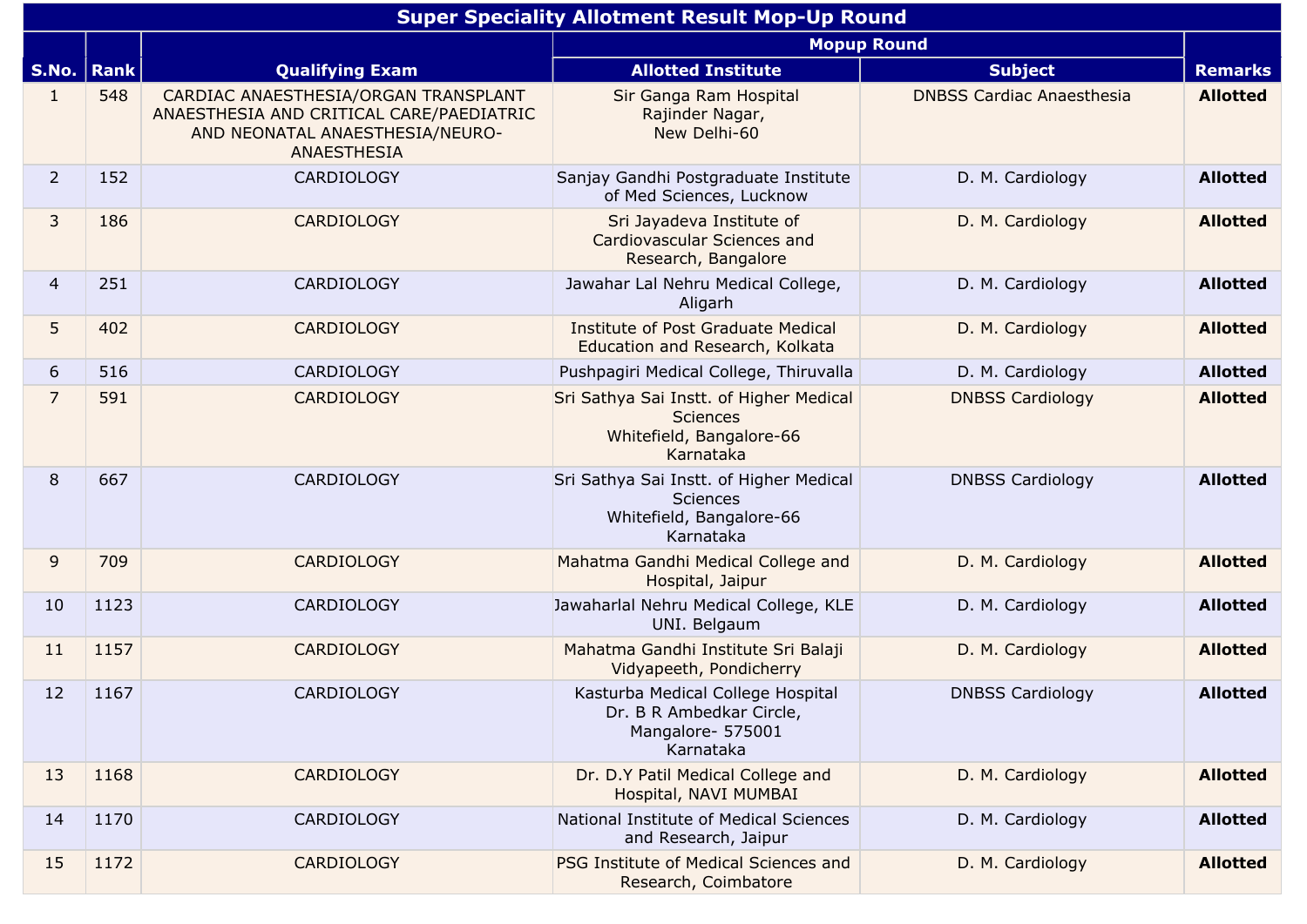| Super Speciality Allotment Result Mop-Up Round | | | | | |
|---|---|---|---|---|---|
| S.No. | Rank | Qualifying Exam | Mopup Round | | Remarks |
| | | | Allotted Institute | Subject | |
| 1 | 548 | CARDIAC ANAESTHESIA/ORGAN TRANSPLANT ANAESTHESIA AND CRITICAL CARE/PAEDIATRIC AND NEONATAL ANAESTHESIA/NEURO-ANAESTHESIA | Sir Ganga Ram Hospital Rajinder Nagar, New Delhi-60 | DNBSS Cardiac Anaesthesia | **Allotted** |
| 2 | 152 | CARDIOLOGY | Sanjay Gandhi Postgraduate Institute of Med Sciences, Lucknow | D. M. Cardiology | **Allotted** |
| 3 | 186 | CARDIOLOGY | Sri Jayadeva Institute of Cardiovascular Sciences and Research, Bangalore | D. M. Cardiology | **Allotted** |
| 4 | 251 | CARDIOLOGY | Jawahar Lal Nehru Medical College, Aligarh | D. M. Cardiology | **Allotted** |
| 5 | 402 | CARDIOLOGY | Institute of Post Graduate Medical Education and Research, Kolkata | D. M. Cardiology | **Allotted** |
| 6 | 516 | CARDIOLOGY | Pushpagiri Medical College, Thiruvalla | D. M. Cardiology | **Allotted** |
| 7 | 591 | CARDIOLOGY | Sri Sathya Sai Instt. of Higher Medical Sciences Whitefield, Bangalore-66 Karnataka | DNBSS Cardiology | **Allotted** |
| 8 | 667 | CARDIOLOGY | Sri Sathya Sai Instt. of Higher Medical Sciences Whitefield, Bangalore-66 Karnataka | DNBSS Cardiology | **Allotted** |
| 9 | 709 | CARDIOLOGY | Mahatma Gandhi Medical College and Hospital, Jaipur | D. M. Cardiology | **Allotted** |
| 10 | 1123 | CARDIOLOGY | Jawaharlal Nehru Medical College, KLE UNI. Belgaum | D. M. Cardiology | **Allotted** |
| 11 | 1157 | CARDIOLOGY | Mahatma Gandhi Institute Sri Balaji Vidyapeeth, Pondicherry | D. M. Cardiology | **Allotted** |
| 12 | 1167 | CARDIOLOGY | Kasturba Medical College Hospital Dr. B R Ambedkar Circle, Mangalore- 575001 Karnataka | DNBSS Cardiology | **Allotted** |
| 13 | 1168 | CARDIOLOGY | Dr. D.Y Patil Medical College and Hospital, NAVI MUMBAI | D. M. Cardiology | **Allotted** |
| 14 | 1170 | CARDIOLOGY | National Institute of Medical Sciences and Research, Jaipur | D. M. Cardiology | **Allotted** |
| 15 | 1172 | CARDIOLOGY | PSG Institute of Medical Sciences and Research, Coimbatore | D. M. Cardiology | **Allotted** |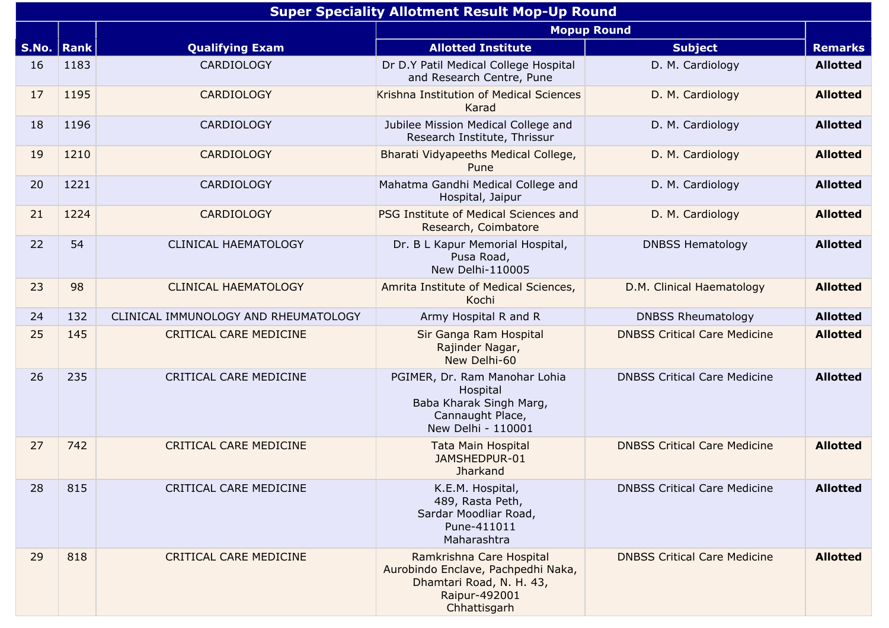| Super Speciality Allotment Result Mop-Up Round | | | | | |
|---|---|---|---|---|---|
| S.No. | Rank | Qualifying Exam | Mopup Round | | Remarks |
| | | | Allotted Institute | Subject | |
| 16 | 1183 | CARDIOLOGY | Dr D.Y Patil Medical College Hospital and Research Centre, Pune | D. M. Cardiology | **Allotted** |
| 17 | 1195 | CARDIOLOGY | Krishna Institution of Medical Sciences Karad | D. M. Cardiology | **Allotted** |
| 18 | 1196 | CARDIOLOGY | Jubilee Mission Medical College and Research Institute, Thrissur | D. M. Cardiology | **Allotted** |
| 19 | 1210 | CARDIOLOGY | Bharati Vidyapeeths Medical College, Pune | D. M. Cardiology | **Allotted** |
| 20 | 1221 | CARDIOLOGY | Mahatma Gandhi Medical College and Hospital, Jaipur | D. M. Cardiology | **Allotted** |
| 21 | 1224 | CARDIOLOGY | PSG Institute of Medical Sciences and Research, Coimbatore | D. M. Cardiology | **Allotted** |
| 22 | 54 | CLINICAL HAEMATOLOGY | Dr. B L Kapur Memorial Hospital, Pusa Road, New Delhi-110005 | DNBSS Hematology | **Allotted** |
| 23 | 98 | CLINICAL HAEMATOLOGY | Amrita Institute of Medical Sciences, Kochi | D.M. Clinical Haematology | **Allotted** |
| 24 | 132 | CLINICAL IMMUNOLOGY AND RHEUMATOLOGY | Army Hospital R and R | DNBSS Rheumatology | **Allotted** |
| 25 | 145 | CRITICAL CARE MEDICINE | Sir Ganga Ram Hospital Rajinder Nagar, New Delhi-60 | DNBSS Critical Care Medicine | **Allotted** |
| 26 | 235 | CRITICAL CARE MEDICINE | PGIMER, Dr. Ram Manohar Lohia Hospital Baba Kharak Singh Marg, Cannaught Place, New Delhi - 110001 | DNBSS Critical Care Medicine | **Allotted** |
| 27 | 742 | CRITICAL CARE MEDICINE | Tata Main Hospital JAMSHEDPUR-01 Jharkand | DNBSS Critical Care Medicine | **Allotted** |
| 28 | 815 | CRITICAL CARE MEDICINE | K.E.M. Hospital, 489, Rasta Peth, Sardar Moodliar Road, Pune-411011 Maharashtra | DNBSS Critical Care Medicine | **Allotted** |
| 29 | 818 | CRITICAL CARE MEDICINE | Ramkrishna Care Hospital Aurobindo Enclave, Pachpedhi Naka, Dhamtari Road, N. H. 43, Raipur-492001 Chhattisgarh | DNBSS Critical Care Medicine | **Allotted** |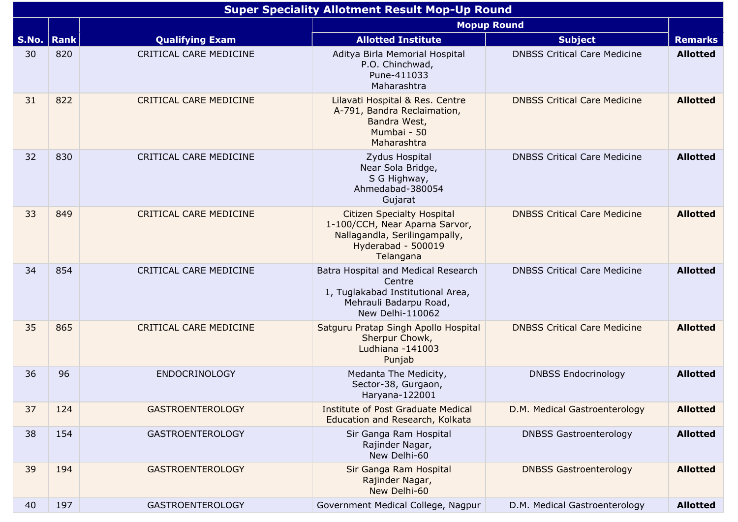| Super Speciality Allotment Result Mop-Up Round | | | | | |
|---|---|---|---|---|---|
| S.No. | Rank | Qualifying Exam | Mopup Round | | Remarks |
| | | | Allotted Institute | Subject | |
| 30 | 820 | CRITICAL CARE MEDICINE | Aditya Birla Memorial Hospital P.O. Chinchwad, Pune-411033 Maharashtra | DNBSS Critical Care Medicine | **Allotted** |
| 31 | 822 | CRITICAL CARE MEDICINE | Lilavati Hospital & Res. Centre A-791, Bandra Reclaimation, Bandra West, Mumbai - 50 Maharashtra | DNBSS Critical Care Medicine | **Allotted** |
| 32 | 830 | CRITICAL CARE MEDICINE | Zydus Hospital Near Sola Bridge, S G Highway, Ahmedabad-380054 Gujarat | DNBSS Critical Care Medicine | **Allotted** |
| 33 | 849 | CRITICAL CARE MEDICINE | Citizen Specialty Hospital 1-100/CCH, Near Aparna Sarvor, Nallagandla, Serilingampally, Hyderabad - 500019 Telangana | DNBSS Critical Care Medicine | **Allotted** |
| 34 | 854 | CRITICAL CARE MEDICINE | Batra Hospital and Medical Research Centre 1, Tuglakabad Institutional Area, Mehrauli Badarpu Road, New Delhi-110062 | DNBSS Critical Care Medicine | **Allotted** |
| 35 | 865 | CRITICAL CARE MEDICINE | Satguru Pratap Singh Apollo Hospital Sherpur Chowk, Ludhiana -141003 Punjab | DNBSS Critical Care Medicine | **Allotted** |
| 36 | 96 | ENDOCRINOLOGY | Medanta The Medicity, Sector-38, Gurgaon, Haryana-122001 | DNBSS Endocrinology | **Allotted** |
| 37 | 124 | GASTROENTEROLOGY | Institute of Post Graduate Medical Education and Research, Kolkata | D.M. Medical Gastroenterology | **Allotted** |
| 38 | 154 | GASTROENTEROLOGY | Sir Ganga Ram Hospital Rajinder Nagar, New Delhi-60 | DNBSS Gastroenterology | **Allotted** |
| 39 | 194 | GASTROENTEROLOGY | Sir Ganga Ram Hospital Rajinder Nagar, New Delhi-60 | DNBSS Gastroenterology | **Allotted** |
| 40 | 197 | GASTROENTEROLOGY | Government Medical College, Nagpur | D.M. Medical Gastroenterology | **Allotted** |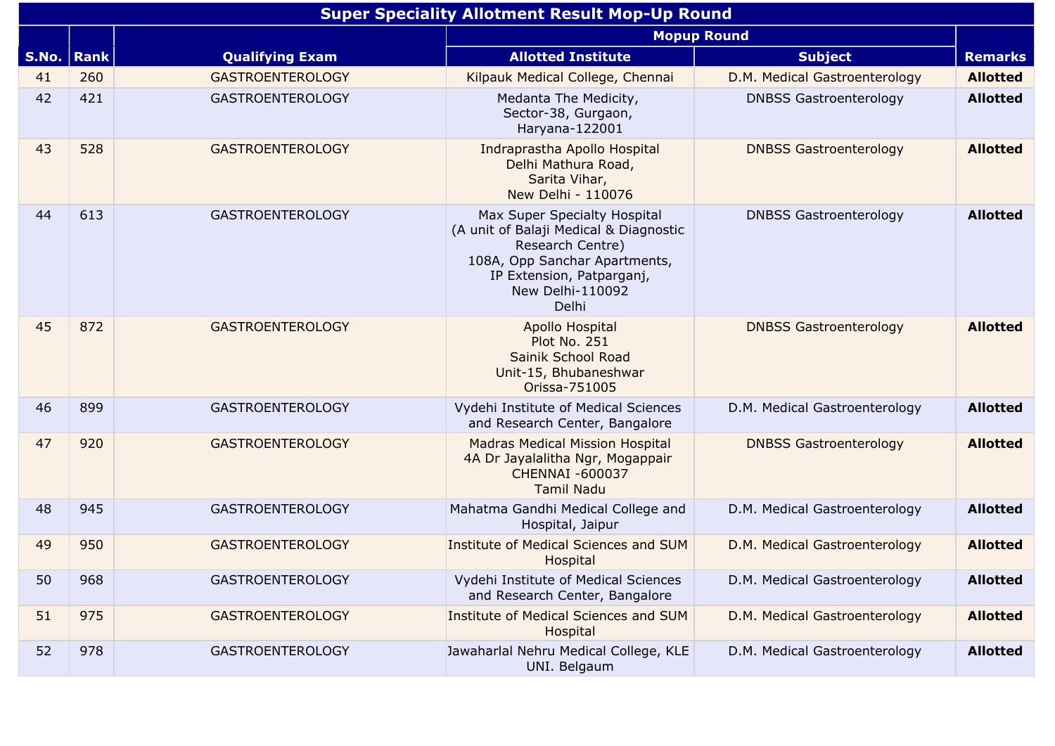| Super Speciality Allotment Result Mop-Up Round | | | | | |
|---|---|---|---|---|---|
| S.No. | Rank | Qualifying Exam | Mopup Round | | Remarks |
| | | | Allotted Institute | Subject | |
| 41 | 260 | GASTROENTEROLOGY | Kilpauk Medical College, Chennai | D.M. Medical Gastroenterology | **Allotted** |
| 42 | 421 | GASTROENTEROLOGY | Medanta The Medicity, Sector-38, Gurgaon, Haryana-122001 | DNBSS Gastroenterology | **Allotted** |
| 43 | 528 | GASTROENTEROLOGY | Indraprastha Apollo Hospital Delhi Mathura Road, Sarita Vihar, New Delhi - 110076 | DNBSS Gastroenterology | **Allotted** |
| 44 | 613 | GASTROENTEROLOGY | Max Super Specialty Hospital (A unit of Balaji Medical & Diagnostic Research Centre) 108A, Opp Sanchar Apartments, IP Extension, Patparganj, New Delhi-110092 Delhi | DNBSS Gastroenterology | **Allotted** |
| 45 | 872 | GASTROENTEROLOGY | Apollo Hospital Plot No. 251 Sainik School Road Unit-15, Bhubaneshwar Orissa-751005 | DNBSS Gastroenterology | **Allotted** |
| 46 | 899 | GASTROENTEROLOGY | Vydehi Institute of Medical Sciences and Research Center, Bangalore | D.M. Medical Gastroenterology | **Allotted** |
| 47 | 920 | GASTROENTEROLOGY | Madras Medical Mission Hospital 4A Dr Jayalalitha Ngr, Mogappair CHENNAI -600037 Tamil Nadu | DNBSS Gastroenterology | **Allotted** |
| 48 | 945 | GASTROENTEROLOGY | Mahatma Gandhi Medical College and Hospital, Jaipur | D.M. Medical Gastroenterology | **Allotted** |
| 49 | 950 | GASTROENTEROLOGY | Institute of Medical Sciences and SUM Hospital | D.M. Medical Gastroenterology | **Allotted** |
| 50 | 968 | GASTROENTEROLOGY | Vydehi Institute of Medical Sciences and Research Center, Bangalore | D.M. Medical Gastroenterology | **Allotted** |
| 51 | 975 | GASTROENTEROLOGY | Institute of Medical Sciences and SUM Hospital | D.M. Medical Gastroenterology | **Allotted** |
| 52 | 978 | GASTROENTEROLOGY | Jawaharlal Nehru Medical College, KLE UNI. Belgaum | D.M. Medical Gastroenterology | **Allotted** |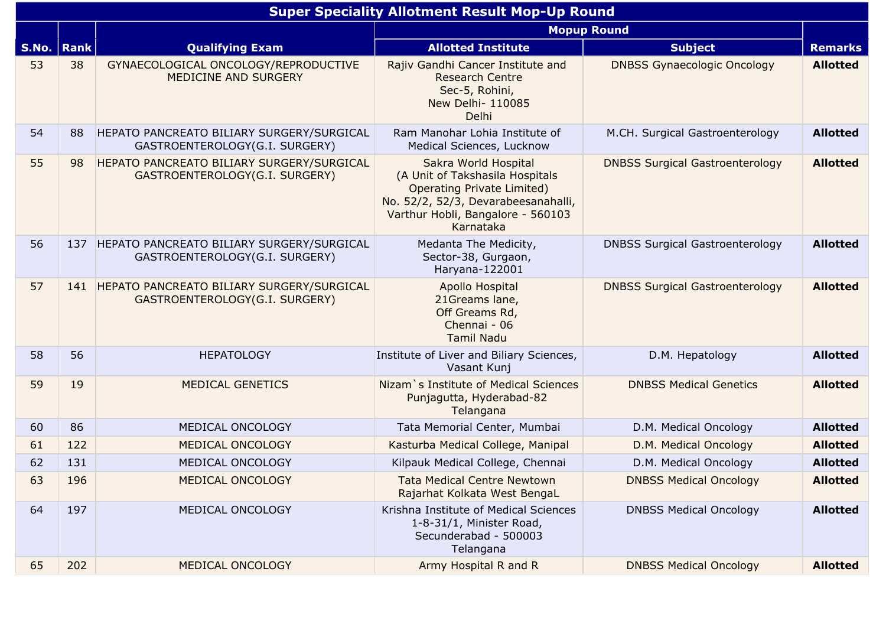| Super Speciality Allotment Result Mop-Up Round | | | | | |
|---|---|---|---|---|---|
| S.No. | Rank | Qualifying Exam | Mopup Round | | Remarks |
| | | | Allotted Institute | Subject | |
| 53 | 38 | GYNAECOLOGICAL ONCOLOGY/REPRODUCTIVE MEDICINE AND SURGERY | Rajiv Gandhi Cancer Institute and Research Centre Sec-5, Rohini, New Delhi- 110085 Delhi | DNBSS Gynaecologic Oncology | **Allotted** |
| 54 | 88 | HEPATO PANCREATO BILIARY SURGERY/SURGICAL GASTROENTEROLOGY(G.I. SURGERY) | Ram Manohar Lohia Institute of Medical Sciences, Lucknow | M.CH. Surgical Gastroenterology | **Allotted** |
| 55 | 98 | HEPATO PANCREATO BILIARY SURGERY/SURGICAL GASTROENTEROLOGY(G.I. SURGERY) | Sakra World Hospital (A Unit of Takshasila Hospitals Operating Private Limited) No. 52/2, 52/3, Devarabeesanahalli, Varthur Hobli, Bangalore - 560103 Karnataka | DNBSS Surgical Gastroenterology | **Allotted** |
| 56 | 137 | HEPATO PANCREATO BILIARY SURGERY/SURGICAL GASTROENTEROLOGY(G.I. SURGERY) | Medanta The Medicity, Sector-38, Gurgaon, Haryana-122001 | DNBSS Surgical Gastroenterology | **Allotted** |
| 57 | 141 | HEPATO PANCREATO BILIARY SURGERY/SURGICAL GASTROENTEROLOGY(G.I. SURGERY) | Apollo Hospital 21Greams lane, Off Greams Rd, Chennai - 06 Tamil Nadu | DNBSS Surgical Gastroenterology | **Allotted** |
| 58 | 56 | HEPATOLOGY | Institute of Liver and Biliary Sciences, Vasant Kunj | D.M. Hepatology | **Allotted** |
| 59 | 19 | MEDICAL GENETICS | Nizam`s Institute of Medical Sciences Punjagutta, Hyderabad-82 Telangana | DNBSS Medical Genetics | **Allotted** |
| 60 | 86 | MEDICAL ONCOLOGY | Tata Memorial Center, Mumbai | D.M. Medical Oncology | **Allotted** |
| 61 | 122 | MEDICAL ONCOLOGY | Kasturba Medical College, Manipal | D.M. Medical Oncology | **Allotted** |
| 62 | 131 | MEDICAL ONCOLOGY | Kilpauk Medical College, Chennai | D.M. Medical Oncology | **Allotted** |
| 63 | 196 | MEDICAL ONCOLOGY | Tata Medical Centre Newtown Rajarhat Kolkata West BengaL | DNBSS Medical Oncology | **Allotted** |
| 64 | 197 | MEDICAL ONCOLOGY | Krishna Institute of Medical Sciences 1-8-31/1, Minister Road, Secunderabad - 500003 Telangana | DNBSS Medical Oncology | **Allotted** |
| 65 | 202 | MEDICAL ONCOLOGY | Army Hospital R and R | DNBSS Medical Oncology | **Allotted** |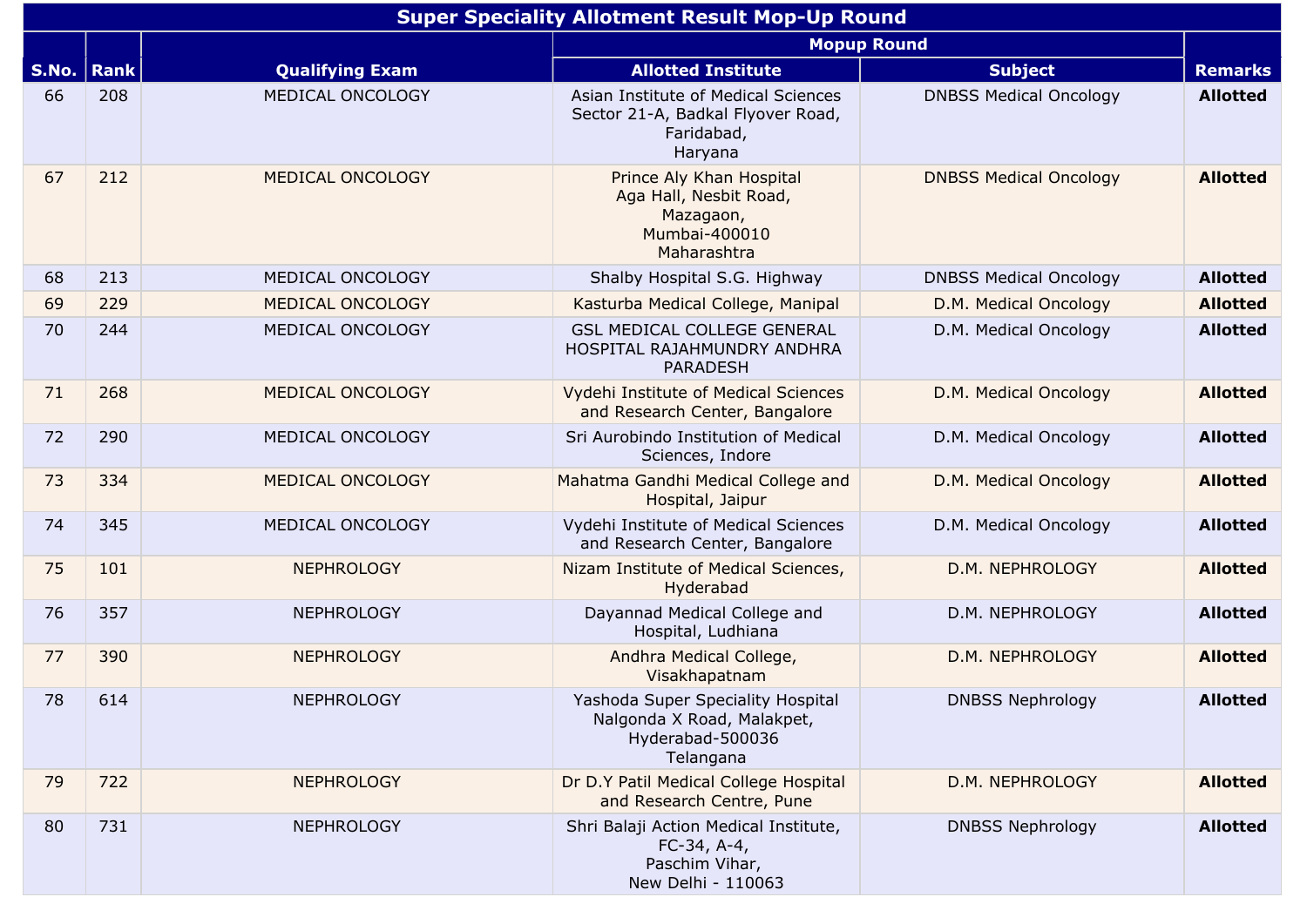| Super Speciality Allotment Result Mop-Up Round | | | | | |
|---|---|---|---|---|---|
| | | | Mopup Round | | |
| S.No. | Rank | Qualifying Exam | Allotted Institute | Subject | Remarks |
| 66 | 208 | MEDICAL ONCOLOGY | Asian Institute of Medical Sciences Sector 21-A, Badkal Flyover Road, Faridabad, Haryana | DNBSS Medical Oncology | **Allotted** |
| 67 | 212 | MEDICAL ONCOLOGY | Prince Aly Khan Hospital Aga Hall, Nesbit Road, Mazagaon, Mumbai-400010 Maharashtra | DNBSS Medical Oncology | **Allotted** |
| 68 | 213 | MEDICAL ONCOLOGY | Shalby Hospital S.G. Highway | DNBSS Medical Oncology | **Allotted** |
| 69 | 229 | MEDICAL ONCOLOGY | Kasturba Medical College, Manipal | D.M. Medical Oncology | **Allotted** |
| 70 | 244 | MEDICAL ONCOLOGY | GSL MEDICAL COLLEGE GENERAL HOSPITAL RAJAHMUNDRY ANDHRA PARADESH | D.M. Medical Oncology | **Allotted** |
| 71 | 268 | MEDICAL ONCOLOGY | Vydehi Institute of Medical Sciences and Research Center, Bangalore | D.M. Medical Oncology | **Allotted** |
| 72 | 290 | MEDICAL ONCOLOGY | Sri Aurobindo Institution of Medical Sciences, Indore | D.M. Medical Oncology | **Allotted** |
| 73 | 334 | MEDICAL ONCOLOGY | Mahatma Gandhi Medical College and Hospital, Jaipur | D.M. Medical Oncology | **Allotted** |
| 74 | 345 | MEDICAL ONCOLOGY | Vydehi Institute of Medical Sciences and Research Center, Bangalore | D.M. Medical Oncology | **Allotted** |
| 75 | 101 | NEPHROLOGY | Nizam Institute of Medical Sciences, Hyderabad | D.M. NEPHROLOGY | **Allotted** |
| 76 | 357 | NEPHROLOGY | Dayannad Medical College and Hospital, Ludhiana | D.M. NEPHROLOGY | **Allotted** |
| 77 | 390 | NEPHROLOGY | Andhra Medical College, Visakhapatnam | D.M. NEPHROLOGY | **Allotted** |
| 78 | 614 | NEPHROLOGY | Yashoda Super Speciality Hospital Nalgonda X Road, Malakpet, Hyderabad-500036 Telangana | DNBSS Nephrology | **Allotted** |
| 79 | 722 | NEPHROLOGY | Dr D.Y Patil Medical College Hospital and Research Centre, Pune | D.M. NEPHROLOGY | **Allotted** |
| 80 | 731 | NEPHROLOGY | Shri Balaji Action Medical Institute, FC-34, A-4, Paschim Vihar, New Delhi - 110063 | DNBSS Nephrology | **Allotted** |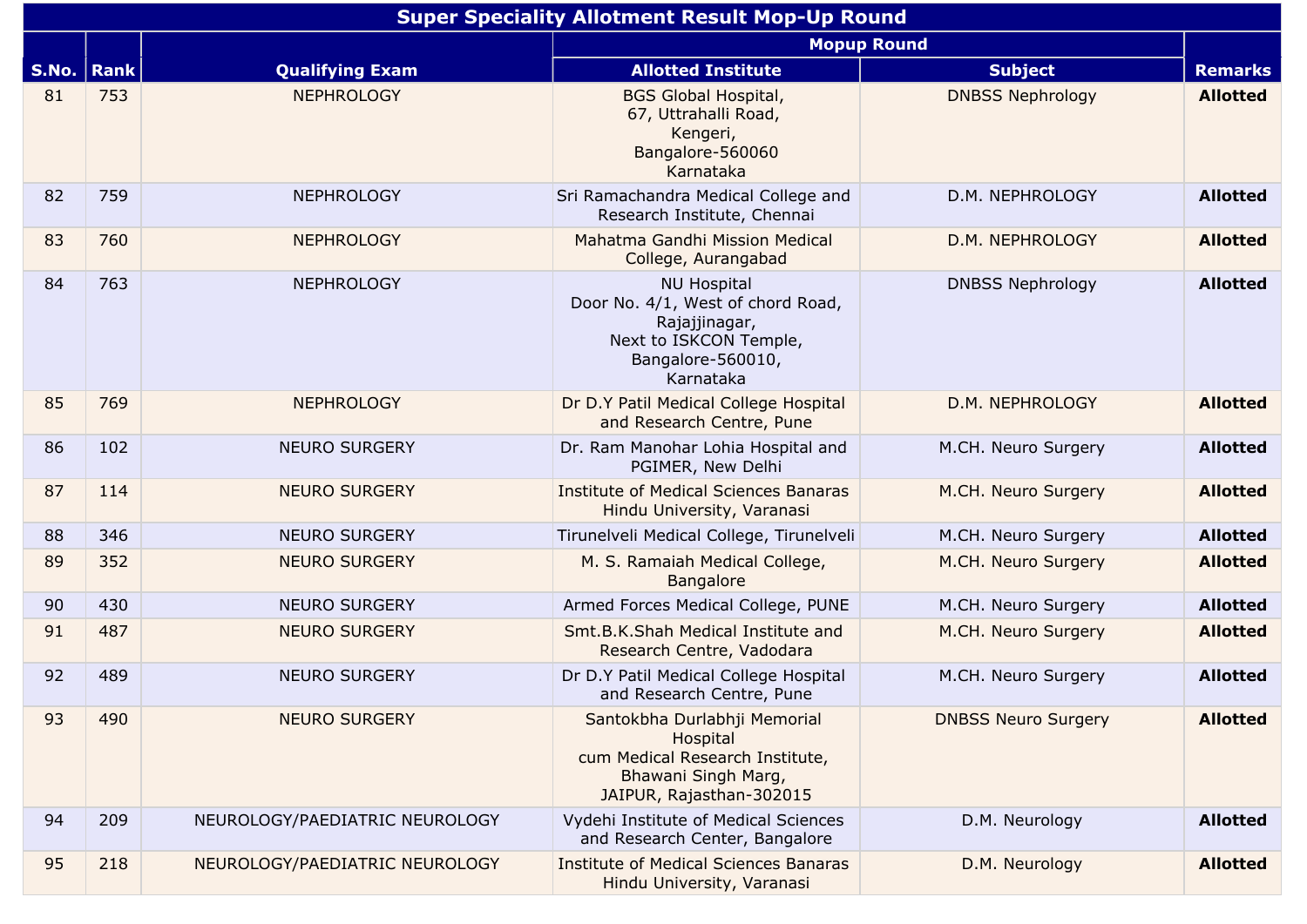| Super Speciality Allotment Result Mop-Up Round | | | | | |
|---|---|---|---|---|---|
| S.No. | Rank | Qualifying Exam | Mopup Round | | Remarks |
| | | | Allotted Institute | Subject | |
| 81 | 753 | NEPHROLOGY | BGS Global Hospital, 67, Uttrahalli Road, Kengeri, Bangalore-560060 Karnataka | DNBSS Nephrology | **Allotted** |
| 82 | 759 | NEPHROLOGY | Sri Ramachandra Medical College and Research Institute, Chennai | D.M. NEPHROLOGY | **Allotted** |
| 83 | 760 | NEPHROLOGY | Mahatma Gandhi Mission Medical College, Aurangabad | D.M. NEPHROLOGY | **Allotted** |
| 84 | 763 | NEPHROLOGY | NU Hospital Door No. 4/1, West of chord Road, Rajajjinagar, Next to ISKCON Temple, Bangalore-560010, Karnataka | DNBSS Nephrology | **Allotted** |
| 85 | 769 | NEPHROLOGY | Dr D.Y Patil Medical College Hospital and Research Centre, Pune | D.M. NEPHROLOGY | **Allotted** |
| 86 | 102 | NEURO SURGERY | Dr. Ram Manohar Lohia Hospital and PGIMER, New Delhi | M.CH. Neuro Surgery | **Allotted** |
| 87 | 114 | NEURO SURGERY | Institute of Medical Sciences Banaras Hindu University, Varanasi | M.CH. Neuro Surgery | **Allotted** |
| 88 | 346 | NEURO SURGERY | Tirunelveli Medical College, Tirunelveli | M.CH. Neuro Surgery | **Allotted** |
| 89 | 352 | NEURO SURGERY | M. S. Ramaiah Medical College, Bangalore | M.CH. Neuro Surgery | **Allotted** |
| 90 | 430 | NEURO SURGERY | Armed Forces Medical College, PUNE | M.CH. Neuro Surgery | **Allotted** |
| 91 | 487 | NEURO SURGERY | Smt.B.K.Shah Medical Institute and Research Centre, Vadodara | M.CH. Neuro Surgery | **Allotted** |
| 92 | 489 | NEURO SURGERY | Dr D.Y Patil Medical College Hospital and Research Centre, Pune | M.CH. Neuro Surgery | **Allotted** |
| 93 | 490 | NEURO SURGERY | Santokbha Durlabhji Memorial Hospital cum Medical Research Institute, Bhawani Singh Marg, JAIPUR, Rajasthan-302015 | DNBSS Neuro Surgery | **Allotted** |
| 94 | 209 | NEUROLOGY/PAEDIATRIC NEUROLOGY | Vydehi Institute of Medical Sciences and Research Center, Bangalore | D.M. Neurology | **Allotted** |
| 95 | 218 | NEUROLOGY/PAEDIATRIC NEUROLOGY | Institute of Medical Sciences Banaras Hindu University, Varanasi | D.M. Neurology | **Allotted** |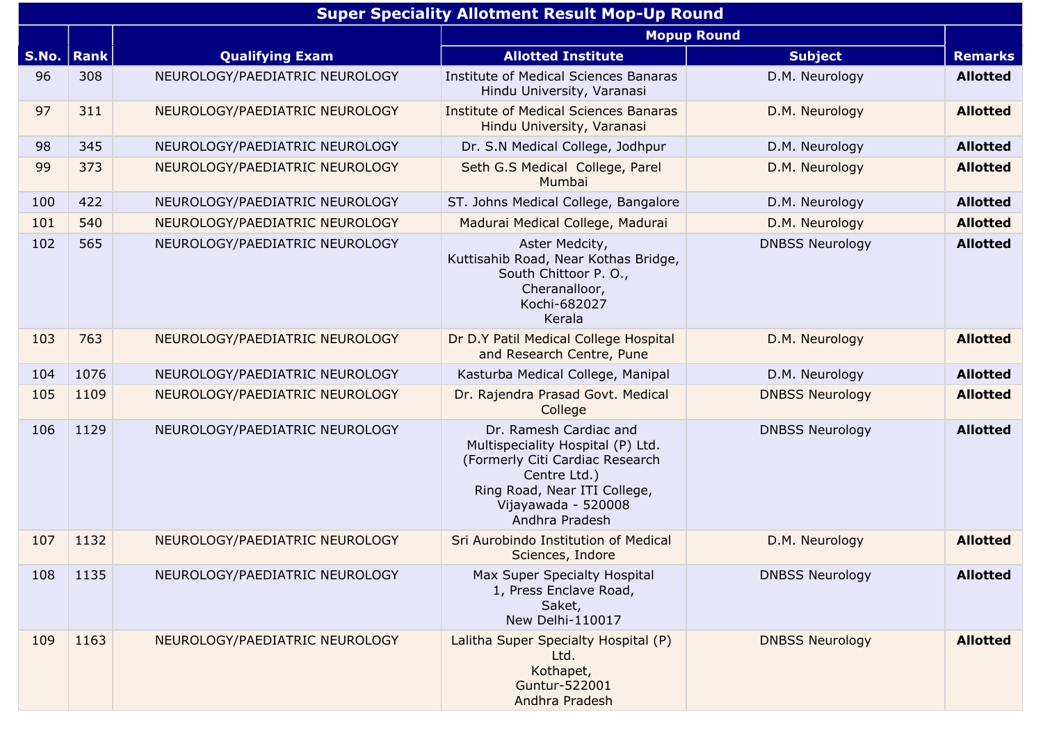| Super Speciality Allotment Result Mop-Up Round | | | | | |
|---|---|---|---|---|---|
| | | | Mopup Round | | |
| S.No. | Rank | Qualifying Exam | Allotted Institute | Subject | Remarks |
| 96 | 308 | NEUROLOGY/PAEDIATRIC NEUROLOGY | Institute of Medical Sciences Banaras Hindu University, Varanasi | D.M. Neurology | **Allotted** |
| 97 | 311 | NEUROLOGY/PAEDIATRIC NEUROLOGY | Institute of Medical Sciences Banaras Hindu University, Varanasi | D.M. Neurology | **Allotted** |
| 98 | 345 | NEUROLOGY/PAEDIATRIC NEUROLOGY | Dr. S.N Medical College, Jodhpur | D.M. Neurology | **Allotted** |
| 99 | 373 | NEUROLOGY/PAEDIATRIC NEUROLOGY | Seth G.S Medical College, Parel Mumbai | D.M. Neurology | **Allotted** |
| 100 | 422 | NEUROLOGY/PAEDIATRIC NEUROLOGY | ST. Johns Medical College, Bangalore | D.M. Neurology | **Allotted** |
| 101 | 540 | NEUROLOGY/PAEDIATRIC NEUROLOGY | Madurai Medical College, Madurai | D.M. Neurology | **Allotted** |
| 102 | 565 | NEUROLOGY/PAEDIATRIC NEUROLOGY | Aster Medcity, Kuttisahib Road, Near Kothas Bridge, South Chittoor P. O., Cheranalloor, Kochi-682027 Kerala | DNBSS Neurology | **Allotted** |
| 103 | 763 | NEUROLOGY/PAEDIATRIC NEUROLOGY | Dr D.Y Patil Medical College Hospital and Research Centre, Pune | D.M. Neurology | **Allotted** |
| 104 | 1076 | NEUROLOGY/PAEDIATRIC NEUROLOGY | Kasturba Medical College, Manipal | D.M. Neurology | **Allotted** |
| 105 | 1109 | NEUROLOGY/PAEDIATRIC NEUROLOGY | Dr. Rajendra Prasad Govt. Medical College | DNBSS Neurology | **Allotted** |
| 106 | 1129 | NEUROLOGY/PAEDIATRIC NEUROLOGY | Dr. Ramesh Cardiac and Multispeciality Hospital (P) Ltd. (Formerly Citi Cardiac Research Centre Ltd.) Ring Road, Near ITI College, Vijayawada - 520008 Andhra Pradesh | DNBSS Neurology | **Allotted** |
| 107 | 1132 | NEUROLOGY/PAEDIATRIC NEUROLOGY | Sri Aurobindo Institution of Medical Sciences, Indore | D.M. Neurology | **Allotted** |
| 108 | 1135 | NEUROLOGY/PAEDIATRIC NEUROLOGY | Max Super Specialty Hospital 1, Press Enclave Road, Saket, New Delhi-110017 | DNBSS Neurology | **Allotted** |
| 109 | 1163 | NEUROLOGY/PAEDIATRIC NEUROLOGY | Lalitha Super Specialty Hospital (P) Ltd. Kothapet, Guntur-522001 Andhra Pradesh | DNBSS Neurology | **Allotted** |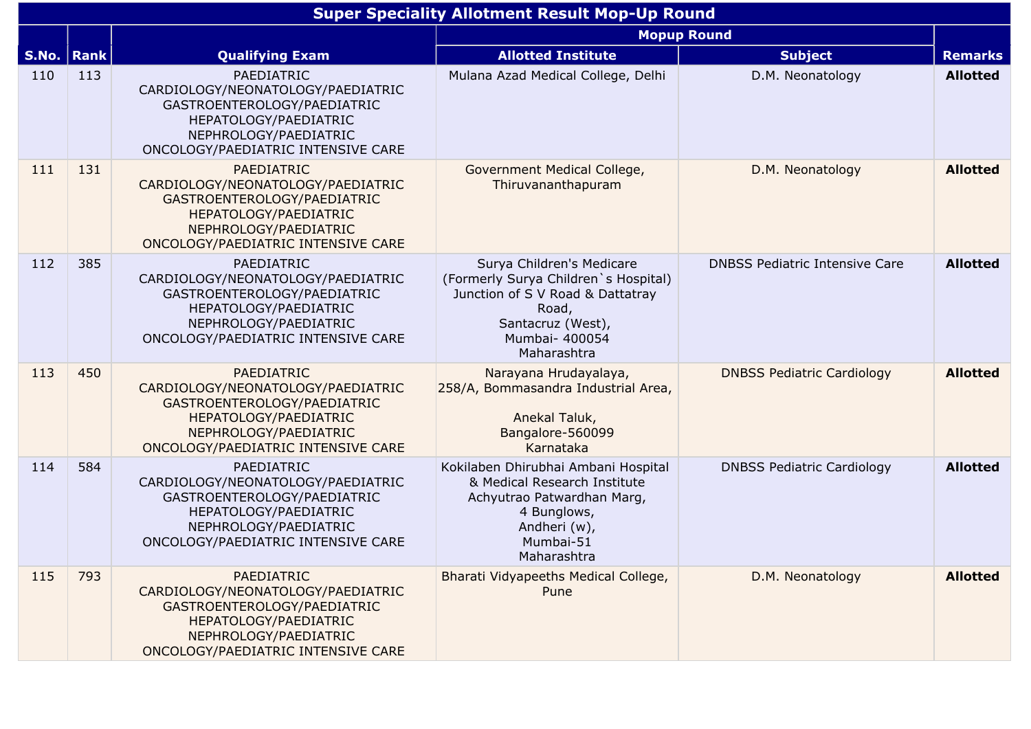| Super Speciality Allotment Result Mop-Up Round | | | | | |
|---|---|---|---|---|---|
| | | | Mopup Round | | |
| S.No. | Rank | Qualifying Exam | Allotted Institute | Subject | Remarks |
| 110 | 113 | PAEDIATRIC CARDIOLOGY/NEONATOLOGY/PAEDIATRIC GASTROENTEROLOGY/PAEDIATRIC HEPATOLOGY/PAEDIATRIC NEPHROLOGY/PAEDIATRIC ONCOLOGY/PAEDIATRIC INTENSIVE CARE | Mulana Azad Medical College, Delhi | D.M. Neonatology | **Allotted** |
| 111 | 131 | PAEDIATRIC CARDIOLOGY/NEONATOLOGY/PAEDIATRIC GASTROENTEROLOGY/PAEDIATRIC HEPATOLOGY/PAEDIATRIC NEPHROLOGY/PAEDIATRIC ONCOLOGY/PAEDIATRIC INTENSIVE CARE | Government Medical College, Thiruvananthapuram | D.M. Neonatology | **Allotted** |
| 112 | 385 | PAEDIATRIC CARDIOLOGY/NEONATOLOGY/PAEDIATRIC GASTROENTEROLOGY/PAEDIATRIC HEPATOLOGY/PAEDIATRIC NEPHROLOGY/PAEDIATRIC ONCOLOGY/PAEDIATRIC INTENSIVE CARE | Surya Children's Medicare (Formerly Surya Children`s Hospital) Junction of S V Road & Dattatray Road, Santacruz (West), Mumbai- 400054 Maharashtra | DNBSS Pediatric Intensive Care | **Allotted** |
| 113 | 450 | PAEDIATRIC CARDIOLOGY/NEONATOLOGY/PAEDIATRIC GASTROENTEROLOGY/PAEDIATRIC HEPATOLOGY/PAEDIATRIC NEPHROLOGY/PAEDIATRIC ONCOLOGY/PAEDIATRIC INTENSIVE CARE | Narayana Hrudayalaya, 258/A, Bommasandra Industrial Area, Anekal Taluk, Bangalore-560099 Karnataka | DNBSS Pediatric Cardiology | **Allotted** |
| 114 | 584 | PAEDIATRIC CARDIOLOGY/NEONATOLOGY/PAEDIATRIC GASTROENTEROLOGY/PAEDIATRIC HEPATOLOGY/PAEDIATRIC NEPHROLOGY/PAEDIATRIC ONCOLOGY/PAEDIATRIC INTENSIVE CARE | Kokilaben Dhirubhai Ambani Hospital & Medical Research Institute Achyutrao Patwardhan Marg, 4 Bunglows, Andheri (w), Mumbai-51 Maharashtra | DNBSS Pediatric Cardiology | **Allotted** |
| 115 | 793 | PAEDIATRIC CARDIOLOGY/NEONATOLOGY/PAEDIATRIC GASTROENTEROLOGY/PAEDIATRIC HEPATOLOGY/PAEDIATRIC NEPHROLOGY/PAEDIATRIC ONCOLOGY/PAEDIATRIC INTENSIVE CARE | Bharati Vidyapeeths Medical College, Pune | D.M. Neonatology | **Allotted** |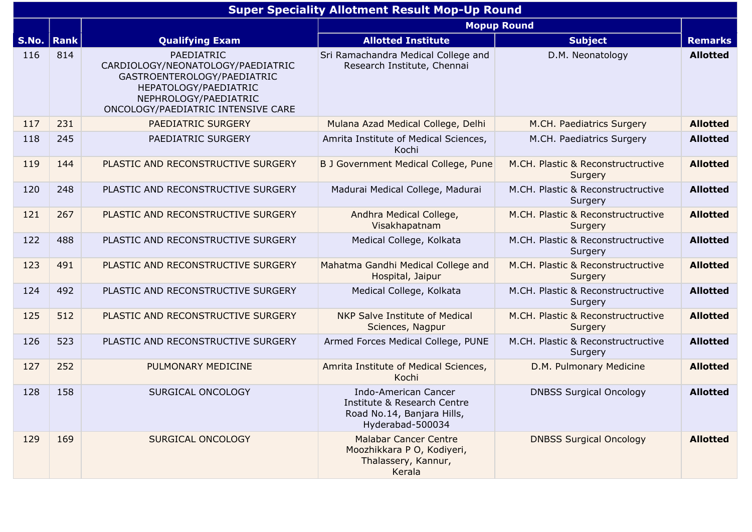| Super Speciality Allotment Result Mop-Up Round | | | | | |
|---|---|---|---|---|---|
| S.No. | Rank | Qualifying Exam | Mopup Round | | Remarks |
| | | | Allotted Institute | Subject | |
| 116 | 814 | PAEDIATRIC CARDIOLOGY/NEONATOLOGY/PAEDIATRIC GASTROENTEROLOGY/PAEDIATRIC HEPATOLOGY/PAEDIATRIC NEPHROLOGY/PAEDIATRIC ONCOLOGY/PAEDIATRIC INTENSIVE CARE | Sri Ramachandra Medical College and Research Institute, Chennai | D.M. Neonatology | **Allotted** |
| 117 | 231 | PAEDIATRIC SURGERY | Mulana Azad Medical College, Delhi | M.CH. Paediatrics Surgery | **Allotted** |
| 118 | 245 | PAEDIATRIC SURGERY | Amrita Institute of Medical Sciences, Kochi | M.CH. Paediatrics Surgery | **Allotted** |
| 119 | 144 | PLASTIC AND RECONSTRUCTIVE SURGERY | B J Government Medical College, Pune | M.CH. Plastic & Reconstructructive Surgery | **Allotted** |
| 120 | 248 | PLASTIC AND RECONSTRUCTIVE SURGERY | Madurai Medical College, Madurai | M.CH. Plastic & Reconstructructive Surgery | **Allotted** |
| 121 | 267 | PLASTIC AND RECONSTRUCTIVE SURGERY | Andhra Medical College, Visakhapatnam | M.CH. Plastic & Reconstructructive Surgery | **Allotted** |
| 122 | 488 | PLASTIC AND RECONSTRUCTIVE SURGERY | Medical College, Kolkata | M.CH. Plastic & Reconstructructive Surgery | **Allotted** |
| 123 | 491 | PLASTIC AND RECONSTRUCTIVE SURGERY | Mahatma Gandhi Medical College and Hospital, Jaipur | M.CH. Plastic & Reconstructructive Surgery | **Allotted** |
| 124 | 492 | PLASTIC AND RECONSTRUCTIVE SURGERY | Medical College, Kolkata | M.CH. Plastic & Reconstructructive Surgery | **Allotted** |
| 125 | 512 | PLASTIC AND RECONSTRUCTIVE SURGERY | NKP Salve Institute of Medical Sciences, Nagpur | M.CH. Plastic & Reconstructructive Surgery | **Allotted** |
| 126 | 523 | PLASTIC AND RECONSTRUCTIVE SURGERY | Armed Forces Medical College, PUNE | M.CH. Plastic & Reconstructructive Surgery | **Allotted** |
| 127 | 252 | PULMONARY MEDICINE | Amrita Institute of Medical Sciences, Kochi | D.M. Pulmonary Medicine | **Allotted** |
| 128 | 158 | SURGICAL ONCOLOGY | Indo-American Cancer Institute & Research Centre Road No.14, Banjara Hills, Hyderabad-500034 | DNBSS Surgical Oncology | **Allotted** |
| 129 | 169 | SURGICAL ONCOLOGY | Malabar Cancer Centre Moozhikkara P O, Kodiyeri, Thalassery, Kannur, Kerala | DNBSS Surgical Oncology | **Allotted** |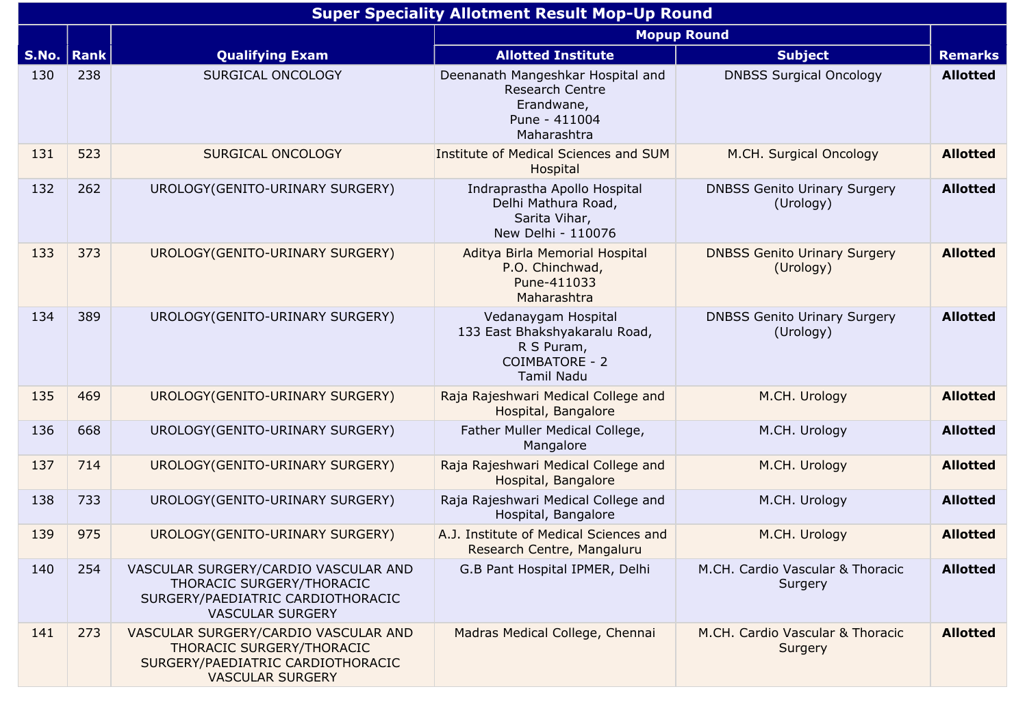# Super Speciality Allotment Result Mop-Up Round

| S.No. | Rank | Qualifying Exam | Mopup Round | | Remarks |
|---|---|---|---|---|---|
| | | | Allotted Institute | Subject | |
| 130 | 238 | SURGICAL ONCOLOGY | Deenanath Mangeshkar Hospital and Research Centre Erandwane, Pune - 411004 Maharashtra | DNBSS Surgical Oncology | **Allotted** |
| 131 | 523 | SURGICAL ONCOLOGY | Institute of Medical Sciences and SUM Hospital | M.CH. Surgical Oncology | **Allotted** |
| 132 | 262 | UROLOGY(GENITO-URINARY SURGERY) | Indraprastha Apollo Hospital Delhi Mathura Road, Sarita Vihar, New Delhi - 110076 | DNBSS Genito Urinary Surgery (Urology) | **Allotted** |
| 133 | 373 | UROLOGY(GENITO-URINARY SURGERY) | Aditya Birla Memorial Hospital P.O. Chinchwad, Pune-411033 Maharashtra | DNBSS Genito Urinary Surgery (Urology) | **Allotted** |
| 134 | 389 | UROLOGY(GENITO-URINARY SURGERY) | Vedanaygam Hospital 133 East Bhakshyakaralu Road, R S Puram, COIMBATORE - 2 Tamil Nadu | DNBSS Genito Urinary Surgery (Urology) | **Allotted** |
| 135 | 469 | UROLOGY(GENITO-URINARY SURGERY) | Raja Rajeshwari Medical College and Hospital, Bangalore | M.CH. Urology | **Allotted** |
| 136 | 668 | UROLOGY(GENITO-URINARY SURGERY) | Father Muller Medical College, Mangalore | M.CH. Urology | **Allotted** |
| 137 | 714 | UROLOGY(GENITO-URINARY SURGERY) | Raja Rajeshwari Medical College and Hospital, Bangalore | M.CH. Urology | **Allotted** |
| 138 | 733 | UROLOGY(GENITO-URINARY SURGERY) | Raja Rajeshwari Medical College and Hospital, Bangalore | M.CH. Urology | **Allotted** |
| 139 | 975 | UROLOGY(GENITO-URINARY SURGERY) | A.J. Institute of Medical Sciences and Research Centre, Mangaluru | M.CH. Urology | **Allotted** |
| 140 | 254 | VASCULAR SURGERY/CARDIO VASCULAR AND THORACIC SURGERY/THORACIC SURGERY/PAEDIATRIC CARDIOTHORACIC VASCULAR SURGERY | G.B Pant Hospital IPMER, Delhi | M.CH. Cardio Vascular & Thoracic Surgery | **Allotted** |
| 141 | 273 | VASCULAR SURGERY/CARDIO VASCULAR AND THORACIC SURGERY/THORACIC SURGERY/PAEDIATRIC CARDIOTHORACIC VASCULAR SURGERY | Madras Medical College, Chennai | M.CH. Cardio Vascular & Thoracic Surgery | **Allotted** |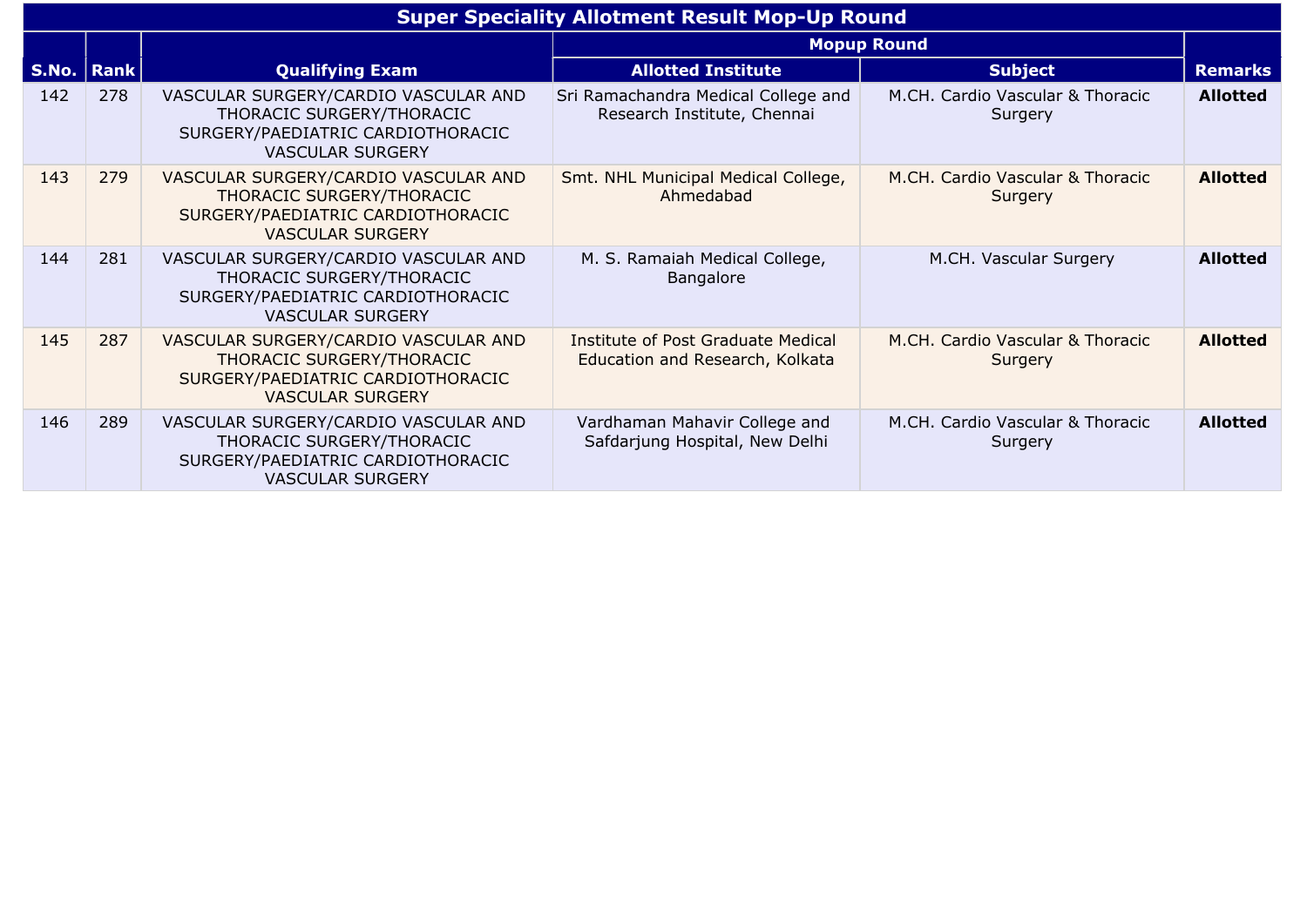| Super Speciality Allotment Result Mop-Up Round | | | | | |
|---|---|---|---|---|---|
| | | | Mopup Round | | |
| S.No. | Rank | Qualifying Exam | Allotted Institute | Subject | Remarks |
| 142 | 278 | VASCULAR SURGERY/CARDIO VASCULAR AND THORACIC SURGERY/THORACIC SURGERY/PAEDIATRIC CARDIOTHORACIC VASCULAR SURGERY | Sri Ramachandra Medical College and Research Institute, Chennai | M.CH. Cardio Vascular & Thoracic Surgery | **Allotted** |
| 143 | 279 | VASCULAR SURGERY/CARDIO VASCULAR AND THORACIC SURGERY/THORACIC SURGERY/PAEDIATRIC CARDIOTHORACIC VASCULAR SURGERY | Smt. NHL Municipal Medical College, Ahmedabad | M.CH. Cardio Vascular & Thoracic Surgery | **Allotted** |
| 144 | 281 | VASCULAR SURGERY/CARDIO VASCULAR AND THORACIC SURGERY/THORACIC SURGERY/PAEDIATRIC CARDIOTHORACIC VASCULAR SURGERY | M. S. Ramaiah Medical College, Bangalore | M.CH. Vascular Surgery | **Allotted** |
| 145 | 287 | VASCULAR SURGERY/CARDIO VASCULAR AND THORACIC SURGERY/THORACIC SURGERY/PAEDIATRIC CARDIOTHORACIC VASCULAR SURGERY | Institute of Post Graduate Medical Education and Research, Kolkata | M.CH. Cardio Vascular & Thoracic Surgery | **Allotted** |
| 146 | 289 | VASCULAR SURGERY/CARDIO VASCULAR AND THORACIC SURGERY/THORACIC SURGERY/PAEDIATRIC CARDIOTHORACIC VASCULAR SURGERY | Vardhaman Mahavir College and Safdarjung Hospital, New Delhi | M.CH. Cardio Vascular & Thoracic Surgery | **Allotted** |